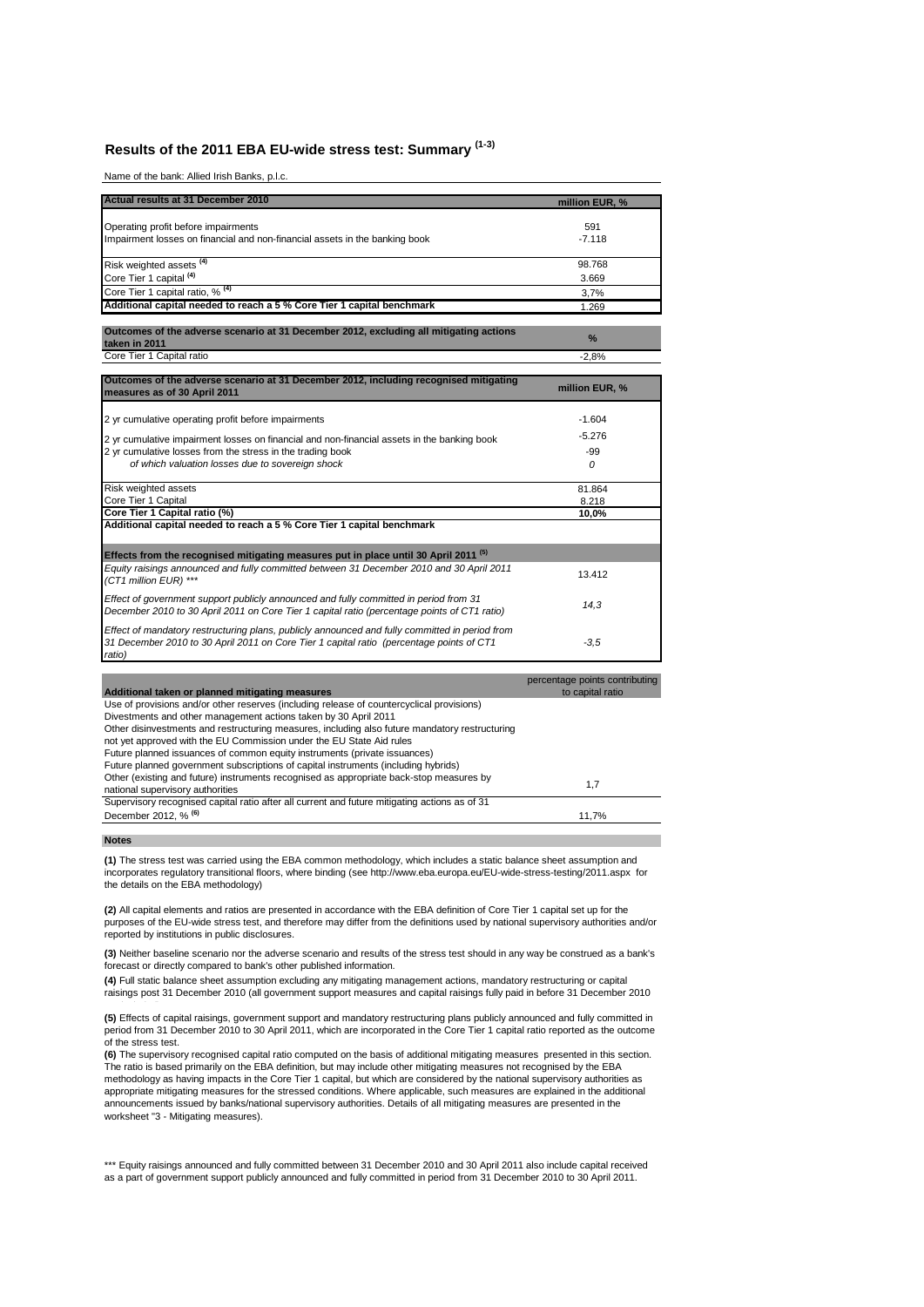# Results of the 2011 EBA EU-wide stress test: Summary [1-3]

Name of the bank: Allied Irish Banks, p.l.c.

| **Actual results at 31 December 2010** | **million EUR, %** |
|---|---|
| Operating profit before impairments | 591 |
| Impairment losses on financial and non-financial assets in the banking book | -7.118 |
| Risk weighted assets [4] | 98.768 |
| Core Tier 1 capital [4] | 3.669 |
| Core Tier 1 capital ratio, % [4] | 3,7% |
| **Additional capital needed to reach a 5 % Core Tier 1 capital benchmark** | 1.269 |

| **Outcomes of the adverse scenario at 31 December 2012, excluding all mitigating actions taken in 2011** | **%** |
|---|---|
| Core Tier 1 Capital ratio | -2,8% |

| **Outcomes of the adverse scenario at 31 December 2012, including recognised mitigating measures as of 30 April 2011** | **million EUR, %** |
|---|---|
| 2 yr cumulative operating profit before impairments | -1.604 |
| 2 yr cumulative impairment losses on financial and non-financial assets in the banking book | -5.276 |
| 2 yr cumulative losses from the stress in the trading book | -99 |
| *of which valuation losses due to sovereign shock* | *0* |
| Risk weighted assets | 81.864 |
| Core Tier 1 Capital | 8.218 |
| **Core Tier 1 Capital ratio (%)** | **10,0%** |
| **Additional capital needed to reach a 5 % Core Tier 1 capital benchmark** | |
| **Effects from the recognised mitigating measures put in place until 30 April 2011 [5]** | |
| *Equity raisings announced and fully committed between 31 December 2010 and 30 April 2011 (CT1 million EUR) \*\*\** | 13.412 |
| *Effect of government support publicly announced and fully committed in period from 31 December 2010 to 30 April 2011 on Core Tier 1 capital ratio (percentage points of CT1 ratio)* | *14,3* |
| *Effect of mandatory restructuring plans, publicly announced and fully committed in period from 31 December 2010 to 30 April 2011 on Core Tier 1 capital ratio (percentage points of CT1 ratio)* | *-3,5* |

| **Additional taken or planned mitigating measures** | percentage points contributing to capital ratio |
|---|---|
| Use of provisions and/or other reserves (including release of countercyclical provisions) | |
| Divestments and other management actions taken by 30 April 2011 | |
| Other disinvestments and restructuring measures, including also future mandatory restructuring not yet approved with the EU Commission under the EU State Aid rules | |
| Future planned issuances of common equity instruments (private issuances) | |
| Future planned government subscriptions of capital instruments (including hybrids) | |
| Other (existing and future) instruments recognised as appropriate back-stop measures by national supervisory authorities | 1,7 |
| Supervisory recognised capital ratio after all current and future mitigating actions as of 31 December 2012, % [6] | 11,7% |

**Notes**

**(1)** The stress test was carried using the EBA common methodology, which includes a static balance sheet assumption and incorporates regulatory transitional floors, where binding (see http://www.eba.europa.eu/EU-wide-stress-testing/2011.aspx for the details on the EBA methodology)

**(2)** All capital elements and ratios are presented in accordance with the EBA definition of Core Tier 1 capital set up for the purposes of the EU-wide stress test, and therefore may differ from the definitions used by national supervisory authorities and/or reported by institutions in public disclosures.

**(3)** Neither baseline scenario nor the adverse scenario and results of the stress test should in any way be construed as a bank's forecast or directly compared to bank's other published information.

**(4)** Full static balance sheet assumption excluding any mitigating management actions, mandatory restructuring or capital raisings post 31 December 2010 (all government support measures and capital raisings fully paid in before 31 December 2010

**(5)** Effects of capital raisings, government support and mandatory restructuring plans publicly announced and fully committed in period from 31 December 2010 to 30 April 2011, which are incorporated in the Core Tier 1 capital ratio reported as the outcome of the stress test.

**(6)** The supervisory recognised capital ratio computed on the basis of additional mitigating measures presented in this section. The ratio is based primarily on the EBA definition, but may include other mitigating measures not recognised by the EBA methodology as having impacts in the Core Tier 1 capital, but which are considered by the national supervisory authorities as appropriate mitigating measures for the stressed conditions. Where applicable, such measures are explained in the additional announcements issued by banks/national supervisory authorities. Details of all mitigating measures are presented in the worksheet "3 - Mitigating measures).

\*\*\* Equity raisings announced and fully committed between 31 December 2010 and 30 April 2011 also include capital received as a part of government support publicly announced and fully committed in period from 31 December 2010 to 30 April 2011.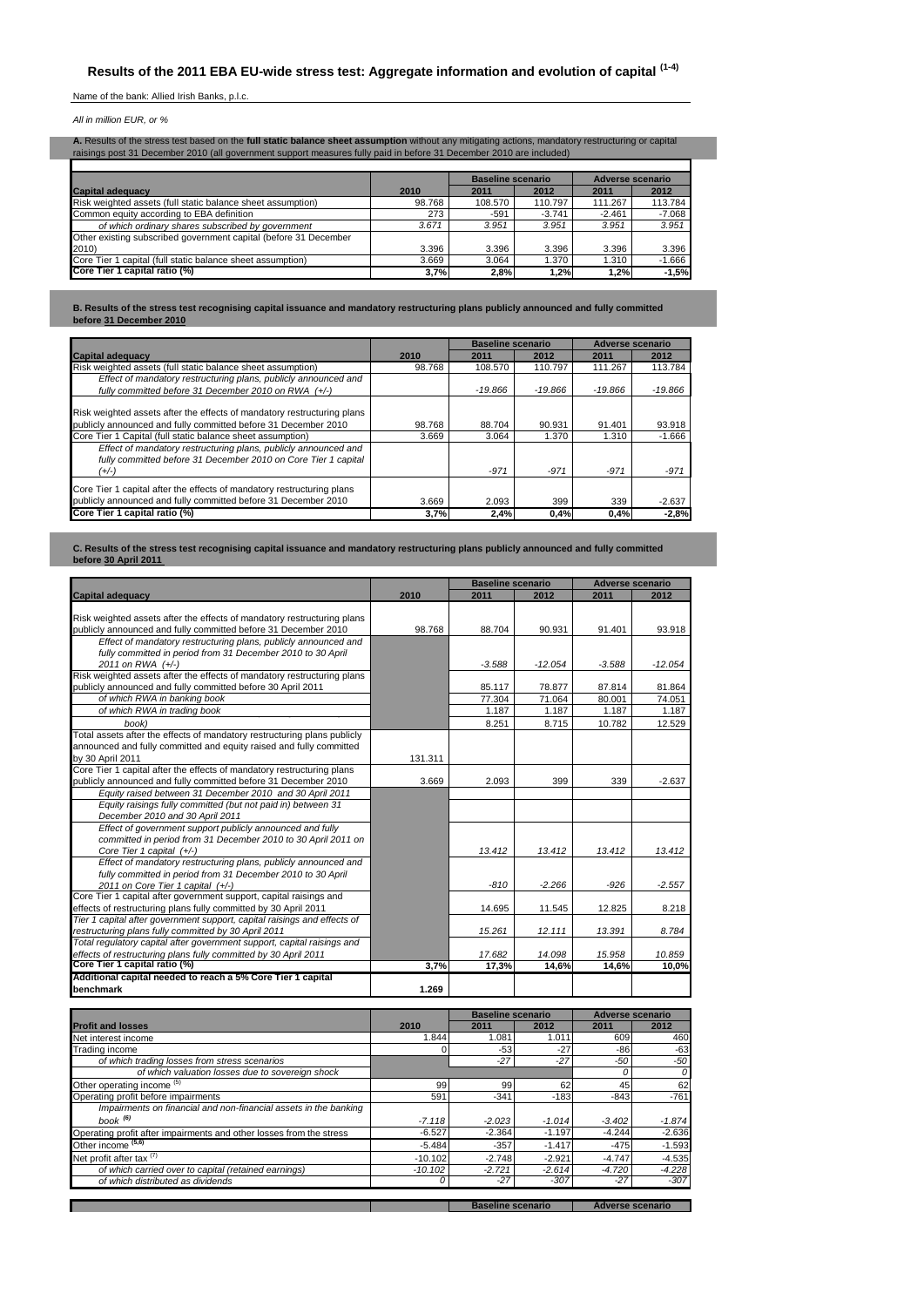# Results of the 2011 EBA EU-wide stress test: Aggregate information and evolution of capital [(1-4)]

Name of the bank: Allied Irish Banks, p.l.c.

*All in million EUR, or %*

**A.** Results of the stress test based on the **full static balance sheet assumption** without any mitigating actions, mandatory restructuring or capital raisings post 31 December 2010 (all government support measures fully paid in before 31 December 2010 are included)

| | | Baseline scenario | | Adverse scenario | |
|---|---|---|---|---|---|
| **Capital adequacy** | **2010** | **2011** | **2012** | **2011** | **2012** |
| Risk weighted assets (full static balance sheet assumption) | 98.768 | 108.570 | 110.797 | 111.267 | 113.784 |
| Common equity according to EBA definition | 273 | -591 | -3.741 | -2.461 | -7.068 |
| *of which ordinary shares subscribed by government* | *3.671* | *3.951* | *3.951* | *3.951* | *3.951* |
| Other existing subscribed government capital (before 31 December 2010) | 3.396 | 3.396 | 3.396 | 3.396 | 3.396 |
| Core Tier 1 capital (full static balance sheet assumption) | 3.669 | 3.064 | 1.370 | 1.310 | -1.666 |
| **Core Tier 1 capital ratio (%)** | **3,7%** | **2,8%** | **1,2%** | **1,2%** | **-1,5%** |

**B. Results of the stress test recognising capital issuance and mandatory restructuring plans publicly announced and fully committed before 31 December 2010**

| | | Baseline scenario | | Adverse scenario | |
|---|---|---|---|---|---|
| **Capital adequacy** | **2010** | **2011** | **2012** | **2011** | **2012** |
| Risk weighted assets (full static balance sheet assumption) | 98.768 | 108.570 | 110.797 | 111.267 | 113.784 |
| *Effect of mandatory restructuring plans, publicly announced and fully committed before 31 December 2010 on RWA (+/-)* | | *-19.866* | *-19.866* | *-19.866* | *-19.866* |
| Risk weighted assets after the effects of mandatory restructuring plans publicly announced and fully committed before 31 December 2010 | 98.768 | 88.704 | 90.931 | 91.401 | 93.918 |
| Core Tier 1 Capital (full static balance sheet assumption) | 3.669 | 3.064 | 1.370 | 1.310 | -1.666 |
| *Effect of mandatory restructuring plans, publicly announced and fully committed before 31 December 2010 on Core Tier 1 capital (+/-)* | | *-971* | *-971* | *-971* | *-971* |
| Core Tier 1 capital after the effects of mandatory restructuring plans publicly announced and fully committed before 31 December 2010 | 3.669 | 2.093 | 399 | 339 | -2.637 |
| **Core Tier 1 capital ratio (%)** | **3,7%** | **2,4%** | **0,4%** | **0,4%** | **-2,8%** |

**C. Results of the stress test recognising capital issuance and mandatory restructuring plans publicly announced and fully committed before 30 April 2011**

| | | Baseline scenario | | Adverse scenario | |
|---|---|---|---|---|---|
| **Capital adequacy** | **2010** | **2011** | **2012** | **2011** | **2012** |
| Risk weighted assets after the effects of mandatory restructuring plans publicly announced and fully committed before 31 December 2010 | 98.768 | 88.704 | 90.931 | 91.401 | 93.918 |
| *Effect of mandatory restructuring plans, publicly announced and fully committed in period from 31 December 2010 to 30 April 2011 on RWA (+/-)* | | *-3.588* | *-12.054* | *-3.588* | *-12.054* |
| Risk weighted assets after the effects of mandatory restructuring plans publicly announced and fully committed before 30 April 2011 | | 85.117 | 78.877 | 87.814 | 81.864 |
| *of which RWA in banking book* | | 77.304 | 71.064 | 80.001 | 74.051 |
| *of which RWA in trading book* | | 1.187 | 1.187 | 1.187 | 1.187 |
| *book)* | | 8.251 | 8.715 | 10.782 | 12.529 |
| Total assets after the effects of mandatory restructuring plans publicly announced and fully committed and equity raised and fully committed by 30 April 2011 | 131.311 | | | | |
| Core Tier 1 capital after the effects of mandatory restructuring plans publicly announced and fully committed before 31 December 2010 | 3.669 | 2.093 | 399 | 339 | -2.637 |
| *Equity raised between 31 December 2010 and 30 April 2011* | | | | | |
| *Equity raisings fully committed (but not paid in) between 31 December 2010 and 30 April 2011* | | | | | |
| *Effect of government support publicly announced and fully committed in period from 31 December 2010 to 30 April 2011 on Core Tier 1 capital (+/-)* | | *13.412* | *13.412* | *13.412* | *13.412* |
| *Effect of mandatory restructuring plans, publicly announced and fully committed in period from 31 December 2010 to 30 April 2011 on Core Tier 1 capital (+/-)* | | *-810* | *-2.266* | *-926* | *-2.557* |
| Core Tier 1 capital after government support, capital raisings and effects of restructuring plans fully committed by 30 April 2011 | | 14.695 | 11.545 | 12.825 | 8.218 |
| *Tier 1 capital after government support, capital raisings and effects of restructuring plans fully committed by 30 April 2011* | | *15.261* | *12.111* | *13.391* | *8.784* |
| *Total regulatory capital after government support, capital raisings and effects of restructuring plans fully committed by 30 April 2011* | | *17.682* | *14.098* | *15.958* | *10.859* |
| **Core Tier 1 capital ratio (%)** | **3,7%** | **17,3%** | **14,6%** | **14,6%** | **10,0%** |
| **Additional capital needed to reach a 5% Core Tier 1 capital benchmark** | **1.269** | | | | |

| | | Baseline scenario | | Adverse scenario | |
|---|---|---|---|---|---|
| **Profit and losses** | **2010** | **2011** | **2012** | **2011** | **2012** |
| Net interest income | 1.844 | 1.081 | 1.011 | 609 | 460 |
| Trading income | 0 | -53 | -27 | -86 | -63 |
| *of which trading losses from stress scenarios* | | *-27* | *-27* | *-50* | *-50* |
| *of which valuation losses due to sovereign shock* | | | | *0* | *0* |
| Other operating income [(5)] | 99 | 99 | 62 | 45 | 62 |
| Operating profit before impairments | 591 | -341 | -183 | -843 | -761 |
| *Impairments on financial and non-financial assets in the banking book* [(6)] | *-7.118* | *-2.023* | *-1.014* | *-3.402* | *-1.874* |
| Operating profit after impairments and other losses from the stress | -6.527 | -2.364 | -1.197 | -4.244 | -2.636 |
| Other income [(5,6)] | -5.484 | -357 | -1.417 | -475 | -1.593 |
| Net profit after tax [(7)] | -10.102 | -2.748 | -2.921 | -4.747 | -4.535 |
| *of which carried over to capital (retained earnings)* | *-10.102* | *-2.721* | *-2.614* | *-4.720* | *-4.228* |
| *of which distributed as dividends* | *0* | *-27* | *-307* | *-27* | *-307* |

| | | Baseline scenario | | Adverse scenario | |
|---|---|---|---|---|---|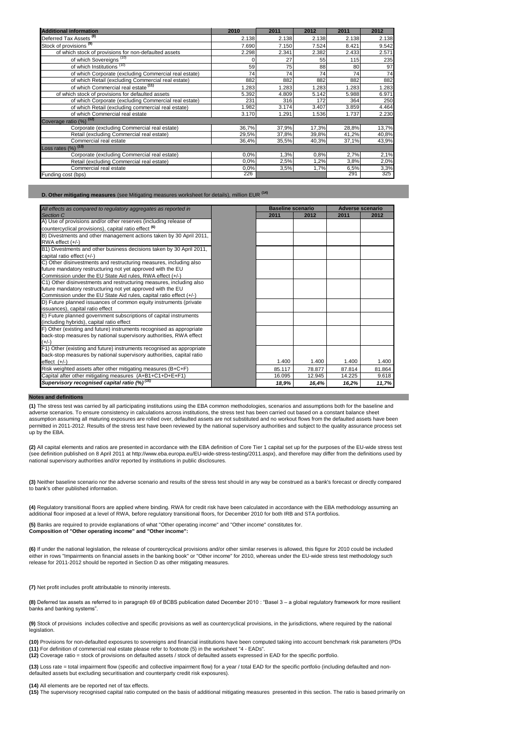| Additional information | 2010 | 2011 | 2012 | 2011 | 2012 |
|---|---|---|---|---|---|
| Deferred Tax Assets [8] | 2.138 | 2.138 | 2.138 | 2.138 | 2.138 |
| Stock of provisions [9] | 7.690 | 7.150 | 7.524 | 8.421 | 9.542 |
| of which stock of provisions for non-defaulted assets | 2.298 | 2.341 | 2.382 | 2.433 | 2.571 |
| of which Sovereigns [10] | 0 | 27 | 55 | 115 | 235 |
| of which Institutions [10] | 59 | 75 | 88 | 80 | 97 |
| of which Corporate (excluding Commercial real estate) | 74 | 74 | 74 | 74 | 74 |
| of which Retail (excluding Commercial real estate) | 882 | 882 | 882 | 882 | 882 |
| of which Commercial real estate [11] | 1.283 | 1.283 | 1.283 | 1.283 | 1.283 |
| of which stock of provisions for defaulted assets | 5.392 | 4.809 | 5.142 | 5.988 | 6.971 |
| of which Corporate (excluding Commercial real estate) | 231 | 316 | 172 | 364 | 250 |
| of which Retail (excluding commercial real estate) | 1.982 | 3.174 | 3.407 | 3.859 | 4.464 |
| of which Commercial real estate | 3.170 | 1.291 | 1.536 | 1.737 | 2.230 |
| Coverage ratio (%) [12] | | | | | |
| Corporate (excluding Commercial real estate) | 36,7% | 37,9% | 17,3% | 28,8% | 13,7% |
| Retail (excluding Commercial real estate) | 29,5% | 37,8% | 39,8% | 41,2% | 40,8% |
| Commercial real estate | 36,4% | 35,5% | 40,3% | 37,1% | 43,9% |
| Loss rates (%) [13] | | | | | |
| Corporate (excluding Commercial real estate) | 0,0% | 1,3% | 0,8% | 2,7% | 2,1% |
| Retail (excluding Commercial real estate) | 0,0% | 2,5% | 1,2% | 3,8% | 2,0% |
| Commercial real estate | 0,0% | 3,5% | 1,7% | 6,5% | 3,3% |
| Funding cost (bps) | 226 | | | 291 | 325 |

**D. Other mitigating measures** (see Mitigating measures worksheet for details), million EUR [14]

| All effects as compared to regulatory aggregates as reported in Section C | Baseline scenario 2011 | Baseline scenario 2012 | Adverse scenario 2011 | Adverse scenario 2012 |
|---|---|---|---|---|
| A) Use of provisions and/or other reserves (including release of countercyclical provisions), capital ratio effect [6] | | | | |
| B) Divestments and other management actions taken by 30 April 2011, RWA effect (+/-) | | | | |
| B1) Divestments and other business decisions taken by 30 April 2011, capital ratio effect (+/-) | | | | |
| C) Other disinvestments and restructuring measures, including also future mandatory restructuring not yet approved with the EU Commission under the EU State Aid rules, RWA effect (+/-) | | | | |
| C1) Other disinvestments and restructuring measures, including also future mandatory restructuring not yet approved with the EU Commission under the EU State Aid rules, capital ratio effect (+/-) | | | | |
| D) Future planned issuances of common equity instruments (private issuances), capital ratio effect | | | | |
| E) Future planned government subscriptions of capital instruments (including hybrids), capital ratio effect | | | | |
| F) Other (existing and future) instruments recognised as appropriate back-stop measures by national supervisory authorities, RWA effect (+/-) | | | | |
| F1) Other (existing and future) instruments recognised as appropriate back-stop measures by national supervisory authorities, capital ratio effect (+/-) | 1.400 | 1.400 | 1.400 | 1.400 |
| Risk weighted assets after other mitigating measures (B+C+F) | 85.117 | 78.877 | 87.814 | 81.864 |
| Capital after other mitigating measures (A+B1+C1+D+E+F1) | 16.095 | 12.945 | 14.225 | 9.618 |
| ***Supervisory recognised capital ratio (%)*** [15] | *18,9%* | *16,4%* | *16,2%* | *11,7%* |

**Notes and definitions**

**(1)** The stress test was carried by all participating institutions using the EBA common methodologies, scenarios and assumptions both for the baseline and adverse scenarios. To ensure consistency in calculations across institutions, the stress test has been carried out based on a constant balance sheet assumption assuming all maturing exposures are rolled over, defaulted assets are not substituted and no workout flows from the defaulted assets have been permitted in 2011-2012. Results of the stress test have been reviewed by the national supervisory authorities and subject to the quality assurance process set up by the EBA.

**(2)** All capital elements and ratios are presented in accordance with the EBA definition of Core Tier 1 capital set up for the purposes of the EU-wide stress test (see definition published on 8 April 2011 at http://www.eba.europa.eu/EU-wide-stress-testing/2011.aspx), and therefore may differ from the definitions used by national supervisory authorities and/or reported by institutions in public disclosures.

**(3)** Neither baseline scenario nor the adverse scenario and results of the stress test should in any way be construed as a bank's forecast or directly compared to bank's other published information.

**(4)** Regulatory transitional floors are applied where binding. RWA for credit risk have been calculated in accordance with the EBA methodology assuming an additional floor imposed at a level of RWA, before regulatory transitional floors, for December 2010 for both IRB and STA portfolios.

**(5)** Banks are required to provide explanations of what "Other operating income" and "Other income" constitutes for.
**Composition of "Other operating income" and "Other income":**

**(6)** If under the national legislation, the release of countercyclical provisions and/or other similar reserves is allowed, this figure for 2010 could be included either in rows "Impairments on financial assets in the banking book" or "Other income" for 2010, whereas under the EU-wide stress test methodology such release for 2011-2012 should be reported in Section D as other mitigating measures.

**(7)** Net profit includes profit attributable to minority interests.

**(8)** Deferred tax assets as referred to in paragraph 69 of BCBS publication dated December 2010 : "Basel 3 – a global regulatory framework for more resilient banks and banking systems".

**(9)** Stock of provisions includes collective and specific provisions as well as countercyclical provisions, in the jurisdictions, where required by the national legislation.

**(10)** Provisions for non-defaulted exposures to sovereigns and financial institutions have been computed taking into account benchmark risk parameters (PDs
**(11)** For definition of commercial real estate please refer to footnote (5) in the worksheet "4 - EADs".
**(12)** Coverage ratio = stock of provisions on defaulted assets / stock of defaulted assets expressed in EAD for the specific portfolio.

**(13)** Loss rate = total impairment flow (specific and collective impairment flow) for a year / total EAD for the specific portfolio (including defaulted and non-defaulted assets but excluding securitisation and counterparty credit risk exposures).

**(14)** All elements are to be reported net of tax effects.
**(15)** The supervisory recognised capital ratio computed on the basis of additional mitigating measures presented in this section. The ratio is based primarily on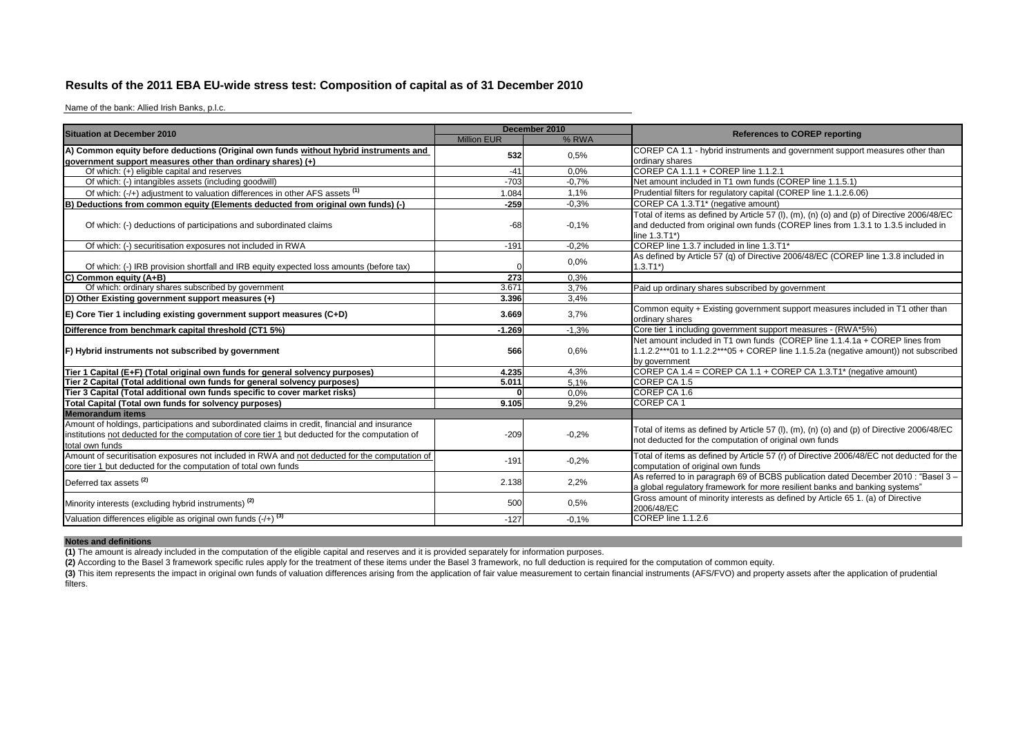## Results of the 2011 EBA EU-wide stress test: Composition of capital as of 31 December 2010

Name of the bank: Allied Irish Banks, p.l.c.

| Situation at December 2010 | December 2010 | | References to COREP reporting |
|---|---|---|---|
| | Million EUR | % RWA | |
| **A) Common equity before deductions (Original own funds without hybrid instruments and government support measures other than ordinary shares) (+)** | **532** | 0,5% | COREP CA 1.1 - hybrid instruments and government support measures other than ordinary shares |
| Of which: (+) eligible capital and reserves | -41 | 0,0% | COREP CA 1.1.1 + COREP line 1.1.2.1 |
| Of which: (-) intangibles assets (including goodwill) | -703 | -0,7% | Net amount included in T1 own funds (COREP line 1.1.5.1) |
| Of which: (-/+) adjustment to valuation differences in other AFS assets [(1)] | 1.084 | 1,1% | Prudential filters for regulatory capital (COREP line 1.1.2.6.06) |
| **B) Deductions from common equity (Elements deducted from original own funds) (-)** | **-259** | -0,3% | COREP CA 1.3.T1* (negative amount) |
| Of which: (-) deductions of participations and subordinated claims | -68 | -0,1% | Total of items as defined by Article 57 (l), (m), (n) (o) and (p) of Directive 2006/48/EC and deducted from original own funds (COREP lines from 1.3.1 to 1.3.5 included in line 1.3.T1*) |
| Of which: (-) securitisation exposures not included in RWA | -191 | -0,2% | COREP line 1.3.7 included in line 1.3.T1* |
| Of which: (-) IRB provision shortfall and IRB equity expected loss amounts (before tax) | 0 | 0,0% | As defined by Article 57 (q) of Directive 2006/48/EC (COREP line 1.3.8 included in 1.3.T1*) |
| **C) Common equity (A+B)** | **273** | 0,3% | |
| Of which: ordinary shares subscribed by government | 3.671 | 3,7% | Paid up ordinary shares subscribed by government |
| **D) Other Existing government support measures (+)** | **3.396** | 3,4% | |
| **E) Core Tier 1 including existing government support measures (C+D)** | **3.669** | 3,7% | Common equity + Existing government support measures included in T1 other than ordinary shares |
| **Difference from benchmark capital threshold (CT1 5%)** | **-1.269** | -1,3% | Core tier 1 including government support measures - (RWA*5%) |
| **F) Hybrid instruments not subscribed by government** | **566** | 0,6% | Net amount included in T1 own funds (COREP line 1.1.4.1a + COREP lines from 1.1.2.2***01 to 1.1.2.2***05 + COREP line 1.1.5.2a (negative amount)) not subscribed by government |
| **Tier 1 Capital (E+F) (Total original own funds for general solvency purposes)** | **4.235** | 4,3% | COREP CA 1.4 = COREP CA 1.1 + COREP CA 1.3.T1* (negative amount) |
| **Tier 2 Capital (Total additional own funds for general solvency purposes)** | **5.011** | 5,1% | COREP CA 1.5 |
| **Tier 3 Capital (Total additional own funds specific to cover market risks)** | **0** | 0,0% | COREP CA 1.6 |
| **Total Capital (Total own funds for solvency purposes)** | **9.105** | 9,2% | COREP CA 1 |
| **Memorandum items** | | | |
| Amount of holdings, participations and subordinated claims in credit, financial and insurance institutions not deducted for the computation of core tier 1 but deducted for the computation of total own funds | -209 | -0,2% | Total of items as defined by Article 57 (l), (m), (n) (o) and (p) of Directive 2006/48/EC not deducted for the computation of original own funds |
| Amount of securitisation exposures not included in RWA and not deducted for the computation of core tier 1 but deducted for the computation of total own funds | -191 | -0,2% | Total of items as defined by Article 57 (r) of Directive 2006/48/EC not deducted for the computation of original own funds |
| Deferred tax assets [(2)] | 2.138 | 2,2% | As referred to in paragraph 69 of BCBS publication dated December 2010 : "Basel 3 – a global regulatory framework for more resilient banks and banking systems" |
| Minority interests (excluding hybrid instruments) [(2)] | 500 | 0,5% | Gross amount of minority interests as defined by Article 65 1. (a) of Directive 2006/48/EC |
| Valuation differences eligible as original own funds (-/+) [(3)] | -127 | -0,1% | COREP line 1.1.2.6 |

**Notes and definitions**

**(1)** The amount is already included in the computation of the eligible capital and reserves and it is provided separately for information purposes.

**(2)** According to the Basel 3 framework specific rules apply for the treatment of these items under the Basel 3 framework, no full deduction is required for the computation of common equity.

**(3)** This item represents the impact in original own funds of valuation differences arising from the application of fair value measurement to certain financial instruments (AFS/FVO) and property assets after the application of prudential filters.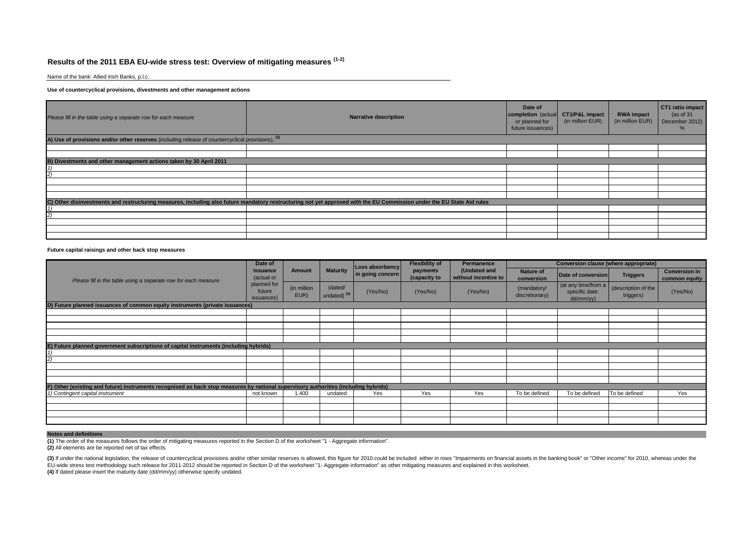# Results of the 2011 EBA EU-wide stress test: Overview of mitigating measures [(1-2)]

Name of the bank: Allied Irish Banks, p.l.c.

**Use of countercyclical provisions, divestments and other management actions**

| *Please fill in the table using a separate row for each measure* | **Narrative description** | **Date of completion** (actual or planned for future issuances) | **CT1/P&L impact** (in million EUR) | **RWA impact** (in million EUR) | **CT1 ratio impact** (as of 31 December 2012) % |
|---|---|---|---|---|---|
| **A) Use of provisions and/or other reserves** (including release of countercyclical provisions), [(3)] | | | | | |
| | | | | | |
| | | | | | |
| **B) Divestments and other management actions taken by 30 April 2011** | | | | | |
| *1)* | | | | | |
| *2)* | | | | | |
| | | | | | |
| | | | | | |
| | | | | | |
| **C) Other disinvestments and restructuring measures, including also future mandatory restructuring not yet approved with the EU Commission under the EU State Aid rules** | | | | | |
| *1)* | | | | | |
| *2)* | | | | | |
| | | | | | |
| | | | | | |
| | | | | | |

**Future capital raisings and other back stop measures**

| *Please fill in the table using a separate row for each measure* | **Date of issuance** (actual or planned for future issuances) | **Amount** (in million EUR) | **Maturity** (dated/ undated) [(4)] | **Loss absorbency in going concern** (Yes/No) | **Flexibility of payments (capacity to** (Yes/No) | **Permanence (Undated and without incentive to** (Yes/No) | **Conversion clause (where appropriate)** Nature of conversion (mandatory/ discretionary) | Date of conversion (at any time/from a specific date: dd/mm/yy) | Triggers (description of the triggers) | Conversion in common equity (Yes/No) |
|---|---|---|---|---|---|---|---|---|---|---|
| **D) Future planned issuances of common equity instruments (private issuances)** | | | | | | | | | | |
| | | | | | | | | | | |
| | | | | | | | | | | |
| | | | | | | | | | | |
| | | | | | | | | | | |
| | | | | | | | | | | |
| **E) Future planned government subscriptions of capital instruments (including hybrids)** | | | | | | | | | | |
| *1)* | | | | | | | | | | |
| *2)* | | | | | | | | | | |
| | | | | | | | | | | |
| | | | | | | | | | | |
| | | | | | | | | | | |
| **F) Other (existing and future) instruments recognised as back stop measures by national supervisory authorities (including hybrids)** | | | | | | | | | | |
| *1) Contingent capital instrument* | not known | 1.400 | undated | Yes | Yes | Yes | To be defined | To be defined | To be defined | Yes |
| | | | | | | | | | | |
| | | | | | | | | | | |
| | | | | | | | | | | |
| | | | | | | | | | | |

**Notes and definitions**

**(1)** The order of the measures follows the order of mitigating measures reported in the Section D of the worksheet "1 - Aggregate information".

**(2)** All elements are be reported net of tax effects.

**(3)** If under the national legislation, the release of countercyclical provisions and/or other similar reserves is allowed, this figure for 2010 could be included either in rows "Impairments on financial assets in the banking book" or "Other income" for 2010, whereas under the EU-wide stress test methodology such release for 2011-2012 should be reported in Section D of the worksheet "1- Aggregate information" as other mitigating measures and explained in this worksheet.

**(4)** If dated please insert the maturity date (dd/mm/yy) otherwise specify undated.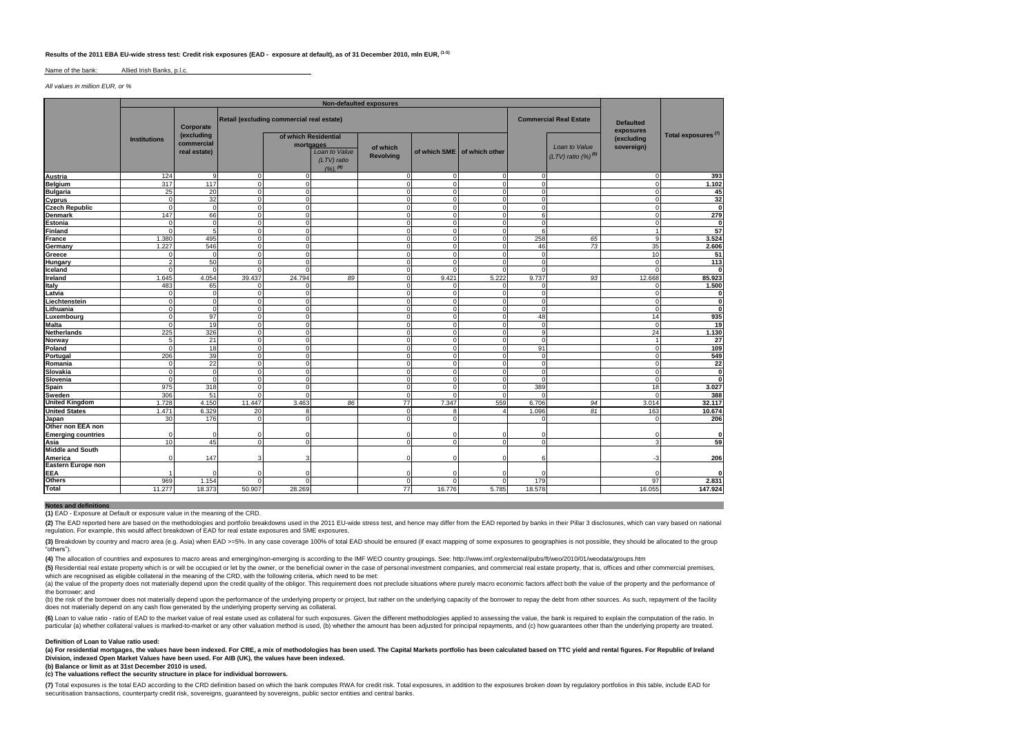**Results of the 2011 EBA EU-wide stress test: Credit risk exposures (EAD - exposure at default), as of 31 December 2010, mln EUR, (1-5)**

Name of the bank: Allied Irish Banks, p.l.c.

*All values in million EUR, or %*

| | Non-defaulted exposures | | | | | | | | | | Defaulted exposures (excluding sovereign) | Total exposures (7) |
|---|---|---|---|---|---|---|---|---|---|---|---|---|
| | Institutions | Corporate (excluding commercial real estate) | Retail (excluding commercial real estate) | | | | | | Commercial Real Estate | | | |
| | | | | of which Residential mortgages | *Loan to Value (LTV) ratio (%)* (6) | of which Revolving | of which SME | of which other | | *Loan to Value (LTV) ratio (%)* (6) | | |
| **Austria** | 124 | 9 | 0 | 0 | | 0 | 0 | 0 | 0 | | 0 | **393** |
| **Belgium** | 317 | 117 | 0 | 0 | | 0 | 0 | 0 | 0 | | 0 | **1.102** |
| **Bulgaria** | 25 | 20 | 0 | 0 | | 0 | 0 | 0 | 0 | | 0 | **45** |
| **Cyprus** | 0 | 32 | 0 | 0 | | 0 | 0 | 0 | 0 | | 0 | **32** |
| **Czech Republic** | 0 | 0 | 0 | 0 | | 0 | 0 | 0 | 0 | | 0 | **0** |
| **Denmark** | 147 | 66 | 0 | 0 | | 0 | 0 | 0 | 6 | | 0 | **279** |
| **Estonia** | 0 | 0 | 0 | 0 | | 0 | 0 | 0 | 0 | | 0 | **0** |
| **Finland** | 0 | 5 | 0 | 0 | | 0 | 0 | 0 | 6 | | 1 | **57** |
| **France** | 1.380 | 495 | 0 | 0 | | 0 | 0 | 0 | 258 | *65* | 9 | **3.524** |
| **Germany** | 1.227 | 546 | 0 | 0 | | 0 | 0 | 0 | 46 | *73* | 35 | **2.606** |
| **Greece** | 0 | 0 | 0 | 0 | | 0 | 0 | 0 | 0 | | 10 | **51** |
| **Hungary** | 2 | 50 | 0 | 0 | | 0 | 0 | 0 | 0 | | 0 | **113** |
| **Iceland** | 0 | 0 | 0 | 0 | | 0 | 0 | 0 | 0 | | 0 | **0** |
| **Ireland** | 1.645 | 4.054 | 39.437 | 24.794 | *89* | 0 | 9.421 | 5.222 | 9.737 | *93* | 12.668 | **85.923** |
| **Italy** | 483 | 65 | 0 | 0 | | 0 | 0 | 0 | 0 | | 0 | **1.500** |
| **Latvia** | 0 | 0 | 0 | 0 | | 0 | 0 | 0 | 0 | | 0 | **0** |
| **Liechtenstein** | 0 | 0 | 0 | 0 | | 0 | 0 | 0 | 0 | | 0 | **0** |
| **Lithuania** | 0 | 0 | 0 | 0 | | 0 | 0 | 0 | 0 | | 0 | **0** |
| **Luxembourg** | 0 | 97 | 0 | 0 | | 0 | 0 | 0 | 48 | | 14 | **935** |
| **Malta** | 0 | 19 | 0 | 0 | | 0 | 0 | 0 | 0 | | 0 | **19** |
| **Netherlands** | 225 | 326 | 0 | 0 | | 0 | 0 | 0 | 9 | | 24 | **1.130** |
| **Norway** | 5 | 21 | 0 | 0 | | 0 | 0 | 0 | 0 | | 1 | **27** |
| **Poland** | 0 | 18 | 0 | 0 | | 0 | 0 | 0 | 91 | | 0 | **109** |
| **Portugal** | 206 | 39 | 0 | 0 | | 0 | 0 | 0 | 0 | | 0 | **549** |
| **Romania** | 0 | 22 | 0 | 0 | | 0 | 0 | 0 | 0 | | 0 | **22** |
| **Slovakia** | 0 | 0 | 0 | 0 | | 0 | 0 | 0 | 0 | | 0 | **0** |
| **Slovenia** | 0 | 0 | 0 | 0 | | 0 | 0 | 0 | 0 | | 0 | **0** |
| **Spain** | 975 | 318 | 0 | 0 | | 0 | 0 | 0 | 389 | | 18 | **3.027** |
| **Sweden** | 306 | 51 | 0 | 0 | | 0 | 0 | 0 | 0 | | 0 | **388** |
| **United Kingdom** | 1.728 | 4.150 | 11.447 | 3.463 | *86* | 77 | 7.347 | 559 | 6.706 | *94* | 3.014 | **32.117** |
| **United States** | 1.471 | 6.329 | 20 | 8 | | 0 | 8 | 4 | 1.096 | *81* | 163 | **10.674** |
| **Japan** | 30 | 176 | 0 | 0 | | 0 | 0 | | 0 | | 0 | **206** |
| **Other non EEA non Emerging countries** | 0 | 0 | 0 | 0 | | 0 | 0 | 0 | 0 | | 0 | **0** |
| **Asia** | 10 | 45 | 0 | 0 | | 0 | 0 | 0 | 0 | | 3 | **59** |
| **Middle and South America** | 0 | 147 | 3 | 3 | | 0 | 0 | 0 | 6 | | -3 | **206** |
| **Eastern Europe non EEA** | 1 | 0 | 0 | 0 | | 0 | 0 | 0 | 0 | | 0 | **0** |
| **Others** | 969 | 1.154 | 0 | 0 | | 0 | 0 | 0 | 179 | | 97 | **2.831** |
| **Total** | 11.277 | 18.373 | 50.907 | 28.269 | | 77 | 16.776 | 5.785 | 18.578 | | 16.055 | **147.924** |

**Notes and definitions**

**(1)** EAD - Exposure at Default or exposure value in the meaning of the CRD.

**(2)** The EAD reported here are based on the methodologies and portfolio breakdowns used in the 2011 EU-wide stress test, and hence may differ from the EAD reported by banks in their Pillar 3 disclosures, which can vary based on national regulation. For example, this would affect breakdown of EAD for real estate exposures and SME exposures.

**(3)** Breakdown by country and macro area (e.g. Asia) when EAD >=5%. In any case coverage 100% of total EAD should be ensured (if exact mapping of some exposures to geographies is not possible, they should be allocated to the group "others").

**(4)** The allocation of countries and exposures to macro areas and emerging/non-emerging is according to the IMF WEO country groupings. See: http://www.imf.org/external/pubs/ft/weo/2010/01/weodata/groups.htm

**(5)** Residential real estate property which is or will be occupied or let by the owner, or the beneficial owner in the case of personal investment companies, and commercial real estate property, that is, offices and other commercial premises, which are recognised as eligible collateral in the meaning of the CRD, with the following criteria, which need to be met:

(a) the value of the property does not materially depend upon the credit quality of the obligor. This requirement does not preclude situations where purely macro economic factors affect both the value of the property and the performance of the borrower; and

(b) the risk of the borrower does not materially depend upon the performance of the underlying property or project, but rather on the underlying capacity of the borrower to repay the debt from other sources. As such, repayment of the facility does not materially depend on any cash flow generated by the underlying property serving as collateral.

**(6)** Loan to value ratio - ratio of EAD to the market value of real estate used as collateral for such exposures. Given the different methodologies applied to assessing the value, the bank is required to explain the computation of the ratio. In particular (a) whether collateral values is marked-to-market or any other valuation method is used, (b) whether the amount has been adjusted for principal repayments, and (c) how guarantees other than the underlying property are treated.

**Definition of Loan to Value ratio used:**

**(a) For residential mortgages, the values have been indexed. For CRE, a mix of methodologies has been used. The Capital Markets portfolio has been calculated based on TTC yield and rental figures. For Republic of Ireland Division, indexed Open Market Values have been used. For AIB (UK), the values have been indexed.**

**(b) Balance or limit as at 31st December 2010 is used.**

**(c) The valuations reflect the security structure in place for individual borrowers.**

**(7)** Total exposures is the total EAD according to the CRD definition based on which the bank computes RWA for credit risk. Total exposures, in addition to the exposures broken down by regulatory portfolios in this table, include EAD for securitisation transactions, counterparty credit risk, sovereigns, guaranteed by sovereigns, public sector entities and central banks.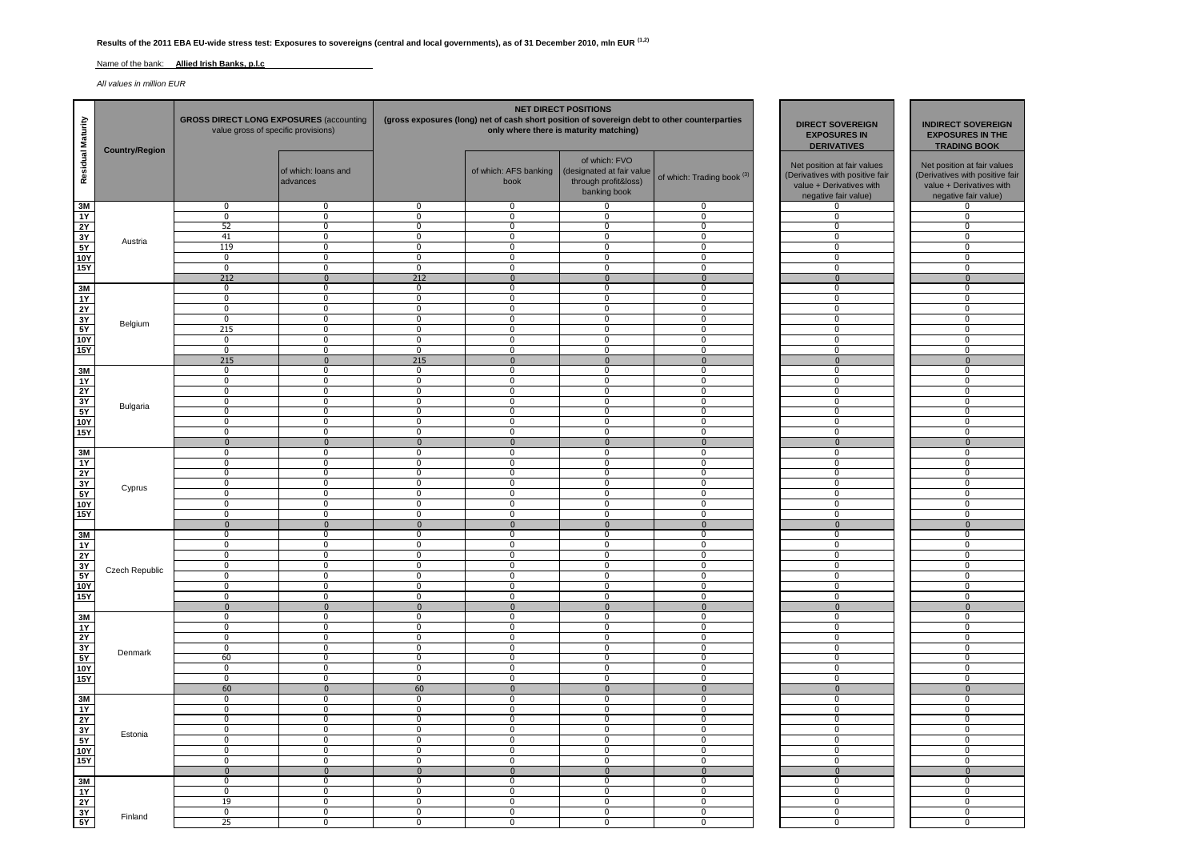**Results of the 2011 EBA EU-wide stress test: Exposures to sovereigns (central and local governments), as of 31 December 2010, mln EUR [1,2]**

Name of the bank: **Allied Irish Banks, p.l.c**

*All values in million EUR*

| Residual Maturity | Country/Region | GROSS DIRECT LONG EXPOSURES (accounting value gross of specific provisions) | | NET DIRECT POSITIONS (gross exposures (long) net of cash short position of sovereign debt to other counterparties only where there is maturity matching) | | | | DIRECT SOVEREIGN EXPOSURES IN DERIVATIVES | INDIRECT SOVEREIGN EXPOSURES IN THE TRADING BOOK |
|---|---|---|---|---|---|---|---|---|---|
| | | | of which: loans and advances | | of which: AFS banking book | of which: FVO (designated at fair value through profit&loss) banking book | of which: Trading book [3] | Net position at fair values (Derivatives with positive fair value + Derivatives with negative fair value) | Net position at fair values (Derivatives with positive fair value + Derivatives with negative fair value) |
| 3M | Austria | 0 | 0 | 0 | 0 | 0 | 0 | 0 | 0 |
| 1Y | | 0 | 0 | 0 | 0 | 0 | 0 | 0 | 0 |
| 2Y | | 52 | 0 | 0 | 0 | 0 | 0 | 0 | 0 |
| 3Y | | 41 | 0 | 0 | 0 | 0 | 0 | 0 | 0 |
| 5Y | | 119 | 0 | 0 | 0 | 0 | 0 | 0 | 0 |
| 10Y | | 0 | 0 | 0 | 0 | 0 | 0 | 0 | 0 |
| 15Y | | 0 | 0 | 0 | 0 | 0 | 0 | 0 | 0 |
| | | 212 | 0 | 212 | 0 | 0 | 0 | 0 | 0 |
| 3M | Belgium | 0 | 0 | 0 | 0 | 0 | 0 | 0 | 0 |
| 1Y | | 0 | 0 | 0 | 0 | 0 | 0 | 0 | 0 |
| 2Y | | 0 | 0 | 0 | 0 | 0 | 0 | 0 | 0 |
| 3Y | | 0 | 0 | 0 | 0 | 0 | 0 | 0 | 0 |
| 5Y | | 215 | 0 | 0 | 0 | 0 | 0 | 0 | 0 |
| 10Y | | 0 | 0 | 0 | 0 | 0 | 0 | 0 | 0 |
| 15Y | | 0 | 0 | 0 | 0 | 0 | 0 | 0 | 0 |
| | | 215 | 0 | 215 | 0 | 0 | 0 | 0 | 0 |
| 3M | Bulgaria | 0 | 0 | 0 | 0 | 0 | 0 | 0 | 0 |
| 1Y | | 0 | 0 | 0 | 0 | 0 | 0 | 0 | 0 |
| 2Y | | 0 | 0 | 0 | 0 | 0 | 0 | 0 | 0 |
| 3Y | | 0 | 0 | 0 | 0 | 0 | 0 | 0 | 0 |
| 5Y | | 0 | 0 | 0 | 0 | 0 | 0 | 0 | 0 |
| 10Y | | 0 | 0 | 0 | 0 | 0 | 0 | 0 | 0 |
| 15Y | | 0 | 0 | 0 | 0 | 0 | 0 | 0 | 0 |
| | | 0 | 0 | 0 | 0 | 0 | 0 | 0 | 0 |
| 3M | Cyprus | 0 | 0 | 0 | 0 | 0 | 0 | 0 | 0 |
| 1Y | | 0 | 0 | 0 | 0 | 0 | 0 | 0 | 0 |
| 2Y | | 0 | 0 | 0 | 0 | 0 | 0 | 0 | 0 |
| 3Y | | 0 | 0 | 0 | 0 | 0 | 0 | 0 | 0 |
| 5Y | | 0 | 0 | 0 | 0 | 0 | 0 | 0 | 0 |
| 10Y | | 0 | 0 | 0 | 0 | 0 | 0 | 0 | 0 |
| 15Y | | 0 | 0 | 0 | 0 | 0 | 0 | 0 | 0 |
| | | 0 | 0 | 0 | 0 | 0 | 0 | 0 | 0 |
| 3M | Czech Republic | 0 | 0 | 0 | 0 | 0 | 0 | 0 | 0 |
| 1Y | | 0 | 0 | 0 | 0 | 0 | 0 | 0 | 0 |
| 2Y | | 0 | 0 | 0 | 0 | 0 | 0 | 0 | 0 |
| 3Y | | 0 | 0 | 0 | 0 | 0 | 0 | 0 | 0 |
| 5Y | | 0 | 0 | 0 | 0 | 0 | 0 | 0 | 0 |
| 10Y | | 0 | 0 | 0 | 0 | 0 | 0 | 0 | 0 |
| 15Y | | 0 | 0 | 0 | 0 | 0 | 0 | 0 | 0 |
| | | 0 | 0 | 0 | 0 | 0 | 0 | 0 | 0 |
| 3M | Denmark | 0 | 0 | 0 | 0 | 0 | 0 | 0 | 0 |
| 1Y | | 0 | 0 | 0 | 0 | 0 | 0 | 0 | 0 |
| 2Y | | 0 | 0 | 0 | 0 | 0 | 0 | 0 | 0 |
| 3Y | | 0 | 0 | 0 | 0 | 0 | 0 | 0 | 0 |
| 5Y | | 60 | 0 | 0 | 0 | 0 | 0 | 0 | 0 |
| 10Y | | 0 | 0 | 0 | 0 | 0 | 0 | 0 | 0 |
| 15Y | | 0 | 0 | 0 | 0 | 0 | 0 | 0 | 0 |
| | | 60 | 0 | 60 | 0 | 0 | 0 | 0 | 0 |
| 3M | Estonia | 0 | 0 | 0 | 0 | 0 | 0 | 0 | 0 |
| 1Y | | 0 | 0 | 0 | 0 | 0 | 0 | 0 | 0 |
| 2Y | | 0 | 0 | 0 | 0 | 0 | 0 | 0 | 0 |
| 3Y | | 0 | 0 | 0 | 0 | 0 | 0 | 0 | 0 |
| 5Y | | 0 | 0 | 0 | 0 | 0 | 0 | 0 | 0 |
| 10Y | | 0 | 0 | 0 | 0 | 0 | 0 | 0 | 0 |
| 15Y | | 0 | 0 | 0 | 0 | 0 | 0 | 0 | 0 |
| | | 0 | 0 | 0 | 0 | 0 | 0 | 0 | 0 |
| 3M | Finland | 0 | 0 | 0 | 0 | 0 | 0 | 0 | 0 |
| 1Y | | 0 | 0 | 0 | 0 | 0 | 0 | 0 | 0 |
| 2Y | | 19 | 0 | 0 | 0 | 0 | 0 | 0 | 0 |
| 3Y | | 0 | 0 | 0 | 0 | 0 | 0 | 0 | 0 |
| 5Y | | 25 | 0 | 0 | 0 | 0 | 0 | 0 | 0 |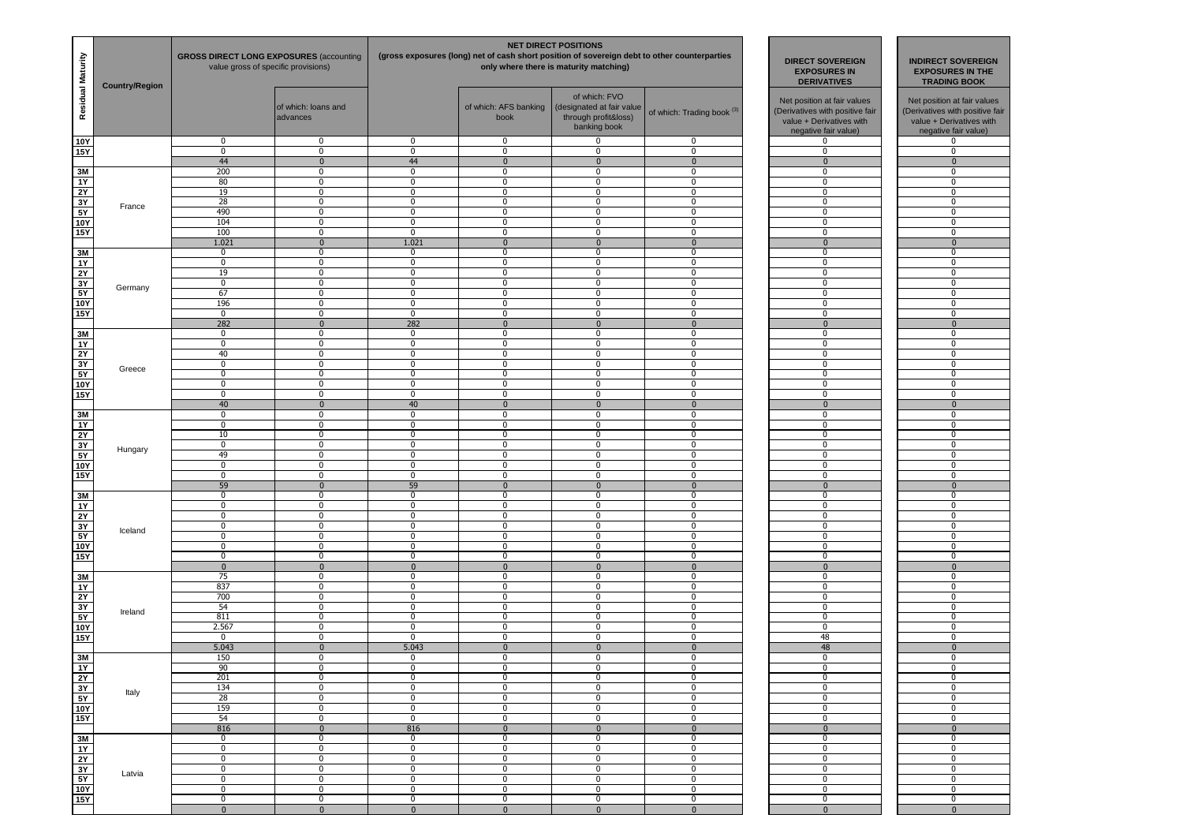| Residual Maturity | Country/Region | GROSS DIRECT LONG EXPOSURES (accounting value gross of specific provisions) | | NET DIRECT POSITIONS (gross exposures (long) net of cash short position of sovereign debt to other counterparties only where there is maturity matching) | | | | DIRECT SOVEREIGN EXPOSURES IN DERIVATIVES | INDIRECT SOVEREIGN EXPOSURES IN THE TRADING BOOK |
|---|---|---|---|---|---|---|---|---|---|
| | | | of which: loans and advances | | of which: AFS banking book | of which: FVO (designated at fair value through profit&loss) banking book | of which: Trading book (3) | Net position at fair values (Derivatives with positive fair value + Derivatives with negative fair value) | Net position at fair values (Derivatives with positive fair value + Derivatives with negative fair value) |
| 10Y | | 0 | 0 | 0 | 0 | 0 | 0 | 0 | 0 |
| 15Y | | 0 | 0 | 0 | 0 | 0 | 0 | 0 | 0 |
| | | 44 | 0 | 44 | 0 | 0 | 0 | 0 | 0 |
| 3M | France | 200 | 0 | 0 | 0 | 0 | 0 | 0 | 0 |
| 1Y | | 80 | 0 | 0 | 0 | 0 | 0 | 0 | 0 |
| 2Y | | 19 | 0 | 0 | 0 | 0 | 0 | 0 | 0 |
| 3Y | | 28 | 0 | 0 | 0 | 0 | 0 | 0 | 0 |
| 5Y | | 490 | 0 | 0 | 0 | 0 | 0 | 0 | 0 |
| 10Y | | 104 | 0 | 0 | 0 | 0 | 0 | 0 | 0 |
| 15Y | | 100 | 0 | 0 | 0 | 0 | 0 | 0 | 0 |
| | | 1.021 | 0 | 1.021 | 0 | 0 | 0 | 0 | 0 |
| 3M | Germany | 0 | 0 | 0 | 0 | 0 | 0 | 0 | 0 |
| 1Y | | 0 | 0 | 0 | 0 | 0 | 0 | 0 | 0 |
| 2Y | | 19 | 0 | 0 | 0 | 0 | 0 | 0 | 0 |
| 3Y | | 0 | 0 | 0 | 0 | 0 | 0 | 0 | 0 |
| 5Y | | 67 | 0 | 0 | 0 | 0 | 0 | 0 | 0 |
| 10Y | | 196 | 0 | 0 | 0 | 0 | 0 | 0 | 0 |
| 15Y | | 0 | 0 | 0 | 0 | 0 | 0 | 0 | 0 |
| | | 282 | 0 | 282 | 0 | 0 | 0 | 0 | 0 |
| 3M | Greece | 0 | 0 | 0 | 0 | 0 | 0 | 0 | 0 |
| 1Y | | 0 | 0 | 0 | 0 | 0 | 0 | 0 | 0 |
| 2Y | | 40 | 0 | 0 | 0 | 0 | 0 | 0 | 0 |
| 3Y | | 0 | 0 | 0 | 0 | 0 | 0 | 0 | 0 |
| 5Y | | 0 | 0 | 0 | 0 | 0 | 0 | 0 | 0 |
| 10Y | | 0 | 0 | 0 | 0 | 0 | 0 | 0 | 0 |
| 15Y | | 0 | 0 | 0 | 0 | 0 | 0 | 0 | 0 |
| | | 40 | 0 | 40 | 0 | 0 | 0 | 0 | 0 |
| 3M | Hungary | 0 | 0 | 0 | 0 | 0 | 0 | 0 | 0 |
| 1Y | | 0 | 0 | 0 | 0 | 0 | 0 | 0 | 0 |
| 2Y | | 10 | 0 | 0 | 0 | 0 | 0 | 0 | 0 |
| 3Y | | 0 | 0 | 0 | 0 | 0 | 0 | 0 | 0 |
| 5Y | | 49 | 0 | 0 | 0 | 0 | 0 | 0 | 0 |
| 10Y | | 0 | 0 | 0 | 0 | 0 | 0 | 0 | 0 |
| 15Y | | 0 | 0 | 0 | 0 | 0 | 0 | 0 | 0 |
| | | 59 | 0 | 59 | 0 | 0 | 0 | 0 | 0 |
| 3M | Iceland | 0 | 0 | 0 | 0 | 0 | 0 | 0 | 0 |
| 1Y | | 0 | 0 | 0 | 0 | 0 | 0 | 0 | 0 |
| 2Y | | 0 | 0 | 0 | 0 | 0 | 0 | 0 | 0 |
| 3Y | | 0 | 0 | 0 | 0 | 0 | 0 | 0 | 0 |
| 5Y | | 0 | 0 | 0 | 0 | 0 | 0 | 0 | 0 |
| 10Y | | 0 | 0 | 0 | 0 | 0 | 0 | 0 | 0 |
| 15Y | | 0 | 0 | 0 | 0 | 0 | 0 | 0 | 0 |
| | | 0 | 0 | 0 | 0 | 0 | 0 | 0 | 0 |
| 3M | Ireland | 75 | 0 | 0 | 0 | 0 | 0 | 0 | 0 |
| 1Y | | 837 | 0 | 0 | 0 | 0 | 0 | 0 | 0 |
| 2Y | | 700 | 0 | 0 | 0 | 0 | 0 | 0 | 0 |
| 3Y | | 54 | 0 | 0 | 0 | 0 | 0 | 0 | 0 |
| 5Y | | 811 | 0 | 0 | 0 | 0 | 0 | 0 | 0 |
| 10Y | | 2.567 | 0 | 0 | 0 | 0 | 0 | 0 | 0 |
| 15Y | | 0 | 0 | 0 | 0 | 0 | 0 | 48 | 0 |
| | | 5.043 | 0 | 5.043 | 0 | 0 | 0 | 48 | 0 |
| 3M | Italy | 150 | 0 | 0 | 0 | 0 | 0 | 0 | 0 |
| 1Y | | 90 | 0 | 0 | 0 | 0 | 0 | 0 | 0 |
| 2Y | | 201 | 0 | 0 | 0 | 0 | 0 | 0 | 0 |
| 3Y | | 134 | 0 | 0 | 0 | 0 | 0 | 0 | 0 |
| 5Y | | 28 | 0 | 0 | 0 | 0 | 0 | 0 | 0 |
| 10Y | | 159 | 0 | 0 | 0 | 0 | 0 | 0 | 0 |
| 15Y | | 54 | 0 | 0 | 0 | 0 | 0 | 0 | 0 |
| | | 816 | 0 | 816 | 0 | 0 | 0 | 0 | 0 |
| 3M | Latvia | 0 | 0 | 0 | 0 | 0 | 0 | 0 | 0 |
| 1Y | | 0 | 0 | 0 | 0 | 0 | 0 | 0 | 0 |
| 2Y | | 0 | 0 | 0 | 0 | 0 | 0 | 0 | 0 |
| 3Y | | 0 | 0 | 0 | 0 | 0 | 0 | 0 | 0 |
| 5Y | | 0 | 0 | 0 | 0 | 0 | 0 | 0 | 0 |
| 10Y | | 0 | 0 | 0 | 0 | 0 | 0 | 0 | 0 |
| 15Y | | 0 | 0 | 0 | 0 | 0 | 0 | 0 | 0 |
| | | 0 | 0 | 0 | 0 | 0 | 0 | 0 | 0 |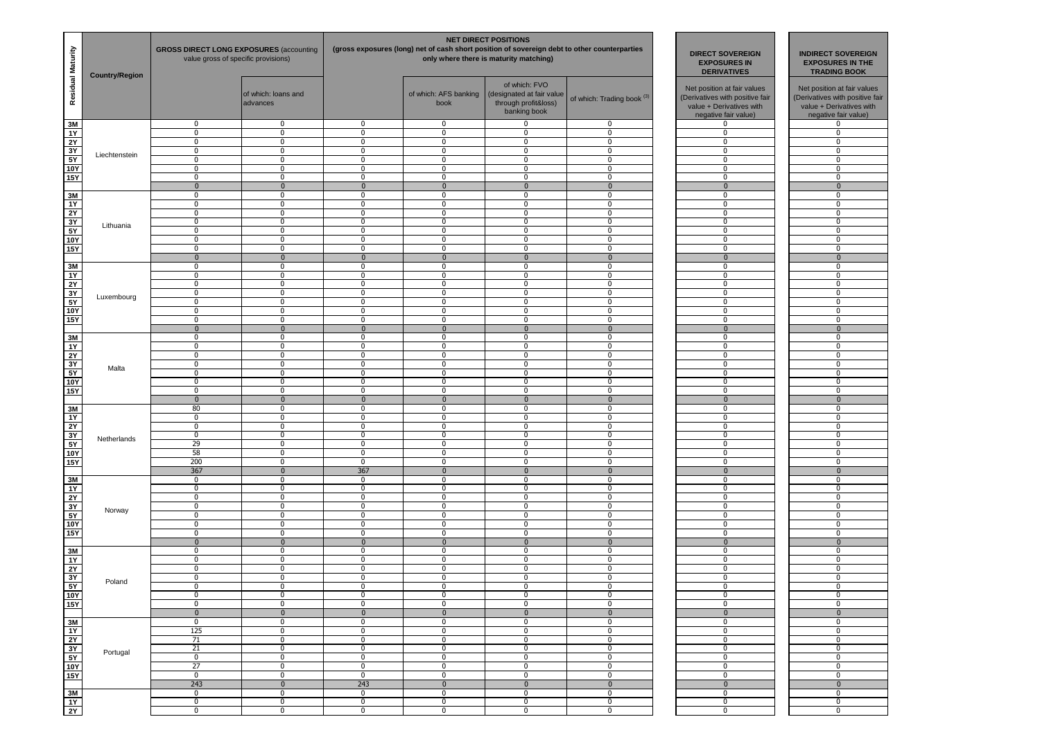| Residual Maturity | Country/Region | GROSS DIRECT LONG EXPOSURES (accounting value gross of specific provisions) | | NET DIRECT POSITIONS (gross exposures (long) net of cash short position of sovereign debt to other counterparties only where there is maturity matching) | | | | DIRECT SOVEREIGN EXPOSURES IN DERIVATIVES | INDIRECT SOVEREIGN EXPOSURES IN THE TRADING BOOK |
|---|---|---|---|---|---|---|---|---|---|
| | | | of which: loans and advances | | of which: AFS banking book | of which: FVO (designated at fair value through profit&loss) banking book | of which: Trading book (3) | Net position at fair values (Derivatives with positive fair value + Derivatives with negative fair value) | Net position at fair values (Derivatives with positive fair value + Derivatives with negative fair value) |
| 3M | Liechtenstein | 0 | 0 | 0 | 0 | 0 | 0 | 0 | 0 |
| 1Y | | 0 | 0 | 0 | 0 | 0 | 0 | 0 | 0 |
| 2Y | | 0 | 0 | 0 | 0 | 0 | 0 | 0 | 0 |
| 3Y | | 0 | 0 | 0 | 0 | 0 | 0 | 0 | 0 |
| 5Y | | 0 | 0 | 0 | 0 | 0 | 0 | 0 | 0 |
| 10Y | | 0 | 0 | 0 | 0 | 0 | 0 | 0 | 0 |
| 15Y | | 0 | 0 | 0 | 0 | 0 | 0 | 0 | 0 |
| | | 0 | 0 | 0 | 0 | 0 | 0 | 0 | 0 |
| 3M | Lithuania | 0 | 0 | 0 | 0 | 0 | 0 | 0 | 0 |
| 1Y | | 0 | 0 | 0 | 0 | 0 | 0 | 0 | 0 |
| 2Y | | 0 | 0 | 0 | 0 | 0 | 0 | 0 | 0 |
| 3Y | | 0 | 0 | 0 | 0 | 0 | 0 | 0 | 0 |
| 5Y | | 0 | 0 | 0 | 0 | 0 | 0 | 0 | 0 |
| 10Y | | 0 | 0 | 0 | 0 | 0 | 0 | 0 | 0 |
| 15Y | | 0 | 0 | 0 | 0 | 0 | 0 | 0 | 0 |
| | | 0 | 0 | 0 | 0 | 0 | 0 | 0 | 0 |
| 3M | Luxembourg | 0 | 0 | 0 | 0 | 0 | 0 | 0 | 0 |
| 1Y | | 0 | 0 | 0 | 0 | 0 | 0 | 0 | 0 |
| 2Y | | 0 | 0 | 0 | 0 | 0 | 0 | 0 | 0 |
| 3Y | | 0 | 0 | 0 | 0 | 0 | 0 | 0 | 0 |
| 5Y | | 0 | 0 | 0 | 0 | 0 | 0 | 0 | 0 |
| 10Y | | 0 | 0 | 0 | 0 | 0 | 0 | 0 | 0 |
| 15Y | | 0 | 0 | 0 | 0 | 0 | 0 | 0 | 0 |
| | | 0 | 0 | 0 | 0 | 0 | 0 | 0 | 0 |
| 3M | Malta | 0 | 0 | 0 | 0 | 0 | 0 | 0 | 0 |
| 1Y | | 0 | 0 | 0 | 0 | 0 | 0 | 0 | 0 |
| 2Y | | 0 | 0 | 0 | 0 | 0 | 0 | 0 | 0 |
| 3Y | | 0 | 0 | 0 | 0 | 0 | 0 | 0 | 0 |
| 5Y | | 0 | 0 | 0 | 0 | 0 | 0 | 0 | 0 |
| 10Y | | 0 | 0 | 0 | 0 | 0 | 0 | 0 | 0 |
| 15Y | | 0 | 0 | 0 | 0 | 0 | 0 | 0 | 0 |
| | | 0 | 0 | 0 | 0 | 0 | 0 | 0 | 0 |
| 3M | Netherlands | 80 | 0 | 0 | 0 | 0 | 0 | 0 | 0 |
| 1Y | | 0 | 0 | 0 | 0 | 0 | 0 | 0 | 0 |
| 2Y | | 0 | 0 | 0 | 0 | 0 | 0 | 0 | 0 |
| 3Y | | 0 | 0 | 0 | 0 | 0 | 0 | 0 | 0 |
| 5Y | | 29 | 0 | 0 | 0 | 0 | 0 | 0 | 0 |
| 10Y | | 58 | 0 | 0 | 0 | 0 | 0 | 0 | 0 |
| 15Y | | 200 | 0 | 0 | 0 | 0 | 0 | 0 | 0 |
| | | 367 | 0 | 367 | 0 | 0 | 0 | 0 | 0 |
| 3M | Norway | 0 | 0 | 0 | 0 | 0 | 0 | 0 | 0 |
| 1Y | | 0 | 0 | 0 | 0 | 0 | 0 | 0 | 0 |
| 2Y | | 0 | 0 | 0 | 0 | 0 | 0 | 0 | 0 |
| 3Y | | 0 | 0 | 0 | 0 | 0 | 0 | 0 | 0 |
| 5Y | | 0 | 0 | 0 | 0 | 0 | 0 | 0 | 0 |
| 10Y | | 0 | 0 | 0 | 0 | 0 | 0 | 0 | 0 |
| 15Y | | 0 | 0 | 0 | 0 | 0 | 0 | 0 | 0 |
| | | 0 | 0 | 0 | 0 | 0 | 0 | 0 | 0 |
| 3M | Poland | 0 | 0 | 0 | 0 | 0 | 0 | 0 | 0 |
| 1Y | | 0 | 0 | 0 | 0 | 0 | 0 | 0 | 0 |
| 2Y | | 0 | 0 | 0 | 0 | 0 | 0 | 0 | 0 |
| 3Y | | 0 | 0 | 0 | 0 | 0 | 0 | 0 | 0 |
| 5Y | | 0 | 0 | 0 | 0 | 0 | 0 | 0 | 0 |
| 10Y | | 0 | 0 | 0 | 0 | 0 | 0 | 0 | 0 |
| 15Y | | 0 | 0 | 0 | 0 | 0 | 0 | 0 | 0 |
| | | 0 | 0 | 0 | 0 | 0 | 0 | 0 | 0 |
| 3M | Portugal | 0 | 0 | 0 | 0 | 0 | 0 | 0 | 0 |
| 1Y | | 125 | 0 | 0 | 0 | 0 | 0 | 0 | 0 |
| 2Y | | 71 | 0 | 0 | 0 | 0 | 0 | 0 | 0 |
| 3Y | | 21 | 0 | 0 | 0 | 0 | 0 | 0 | 0 |
| 5Y | | 0 | 0 | 0 | 0 | 0 | 0 | 0 | 0 |
| 10Y | | 27 | 0 | 0 | 0 | 0 | 0 | 0 | 0 |
| 15Y | | 0 | 0 | 0 | 0 | 0 | 0 | 0 | 0 |
| | | 243 | 0 | 243 | 0 | 0 | 0 | 0 | 0 |
| 3M | | 0 | 0 | 0 | 0 | 0 | 0 | 0 | 0 |
| 1Y | | 0 | 0 | 0 | 0 | 0 | 0 | 0 | 0 |
| 2Y | | 0 | 0 | 0 | 0 | 0 | 0 | 0 | 0 |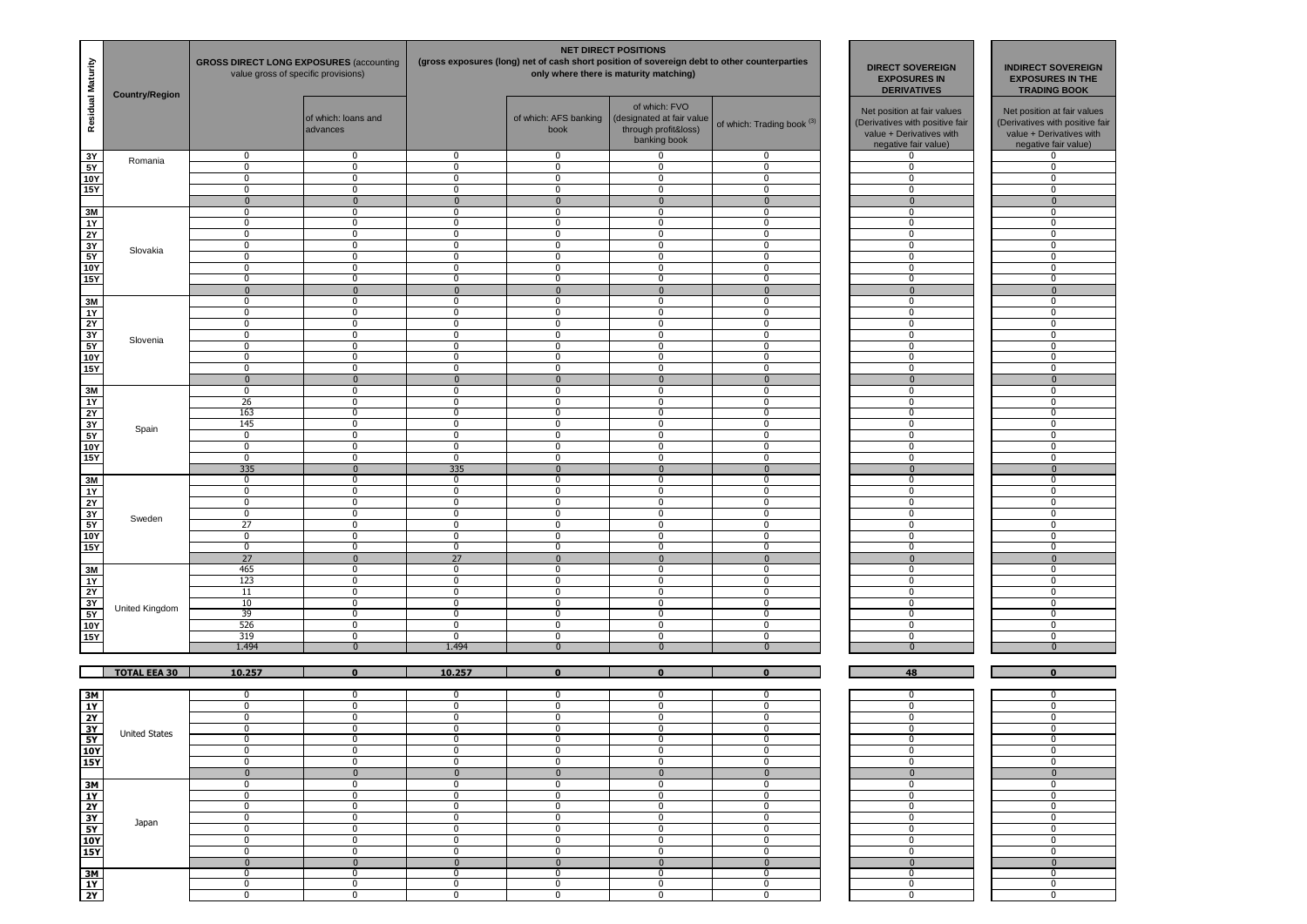| Residual Maturity | Country/Region | GROSS DIRECT LONG EXPOSURES (accounting value gross of specific provisions) | | NET DIRECT POSITIONS (gross exposures (long) net of cash short position of sovereign debt to other counterparties only where there is maturity matching) | | | | DIRECT SOVEREIGN EXPOSURES IN DERIVATIVES | INDIRECT SOVEREIGN EXPOSURES IN THE TRADING BOOK |
|---|---|---|---|---|---|---|---|---|---|
| | | | of which: loans and advances | | of which: AFS banking book | of which: FVO (designated at fair value through profit&loss) banking book | of which: Trading book (3) | Net position at fair values (Derivatives with positive fair value + Derivatives with negative fair value) | Net position at fair values (Derivatives with positive fair value + Derivatives with negative fair value) |
| 3Y | Romania | 0 | 0 | 0 | 0 | 0 | 0 | 0 | 0 |
| 5Y | | 0 | 0 | 0 | 0 | 0 | 0 | 0 | 0 |
| 10Y | | 0 | 0 | 0 | 0 | 0 | 0 | 0 | 0 |
| 15Y | | 0 | 0 | 0 | 0 | 0 | 0 | 0 | 0 |
| | | 0 | 0 | 0 | 0 | 0 | 0 | 0 | 0 |
| 3M | Slovakia | 0 | 0 | 0 | 0 | 0 | 0 | 0 | 0 |
| 1Y | | 0 | 0 | 0 | 0 | 0 | 0 | 0 | 0 |
| 2Y | | 0 | 0 | 0 | 0 | 0 | 0 | 0 | 0 |
| 3Y | | 0 | 0 | 0 | 0 | 0 | 0 | 0 | 0 |
| 5Y | | 0 | 0 | 0 | 0 | 0 | 0 | 0 | 0 |
| 10Y | | 0 | 0 | 0 | 0 | 0 | 0 | 0 | 0 |
| 15Y | | 0 | 0 | 0 | 0 | 0 | 0 | 0 | 0 |
| | | 0 | 0 | 0 | 0 | 0 | 0 | 0 | 0 |
| 3M | Slovenia | 0 | 0 | 0 | 0 | 0 | 0 | 0 | 0 |
| 1Y | | 0 | 0 | 0 | 0 | 0 | 0 | 0 | 0 |
| 2Y | | 0 | 0 | 0 | 0 | 0 | 0 | 0 | 0 |
| 3Y | | 0 | 0 | 0 | 0 | 0 | 0 | 0 | 0 |
| 5Y | | 0 | 0 | 0 | 0 | 0 | 0 | 0 | 0 |
| 10Y | | 0 | 0 | 0 | 0 | 0 | 0 | 0 | 0 |
| 15Y | | 0 | 0 | 0 | 0 | 0 | 0 | 0 | 0 |
| | | 0 | 0 | 0 | 0 | 0 | 0 | 0 | 0 |
| 3M | Spain | 0 | 0 | 0 | 0 | 0 | 0 | 0 | 0 |
| 1Y | | 26 | 0 | 0 | 0 | 0 | 0 | 0 | 0 |
| 2Y | | 163 | 0 | 0 | 0 | 0 | 0 | 0 | 0 |
| 3Y | | 145 | 0 | 0 | 0 | 0 | 0 | 0 | 0 |
| 5Y | | 0 | 0 | 0 | 0 | 0 | 0 | 0 | 0 |
| 10Y | | 0 | 0 | 0 | 0 | 0 | 0 | 0 | 0 |
| 15Y | | 0 | 0 | 0 | 0 | 0 | 0 | 0 | 0 |
| | | 335 | 0 | 335 | 0 | 0 | 0 | 0 | 0 |
| 3M | Sweden | 0 | 0 | 0 | 0 | 0 | 0 | 0 | 0 |
| 1Y | | 0 | 0 | 0 | 0 | 0 | 0 | 0 | 0 |
| 2Y | | 0 | 0 | 0 | 0 | 0 | 0 | 0 | 0 |
| 3Y | | 0 | 0 | 0 | 0 | 0 | 0 | 0 | 0 |
| 5Y | | 27 | 0 | 0 | 0 | 0 | 0 | 0 | 0 |
| 10Y | | 0 | 0 | 0 | 0 | 0 | 0 | 0 | 0 |
| 15Y | | 0 | 0 | 0 | 0 | 0 | 0 | 0 | 0 |
| | | 27 | 0 | 27 | 0 | 0 | 0 | 0 | 0 |
| 3M | United Kingdom | 465 | 0 | 0 | 0 | 0 | 0 | 0 | 0 |
| 1Y | | 123 | 0 | 0 | 0 | 0 | 0 | 0 | 0 |
| 2Y | | 11 | 0 | 0 | 0 | 0 | 0 | 0 | 0 |
| 3Y | | 10 | 0 | 0 | 0 | 0 | 0 | 0 | 0 |
| 5Y | | 39 | 0 | 0 | 0 | 0 | 0 | 0 | 0 |
| 10Y | | 526 | 0 | 0 | 0 | 0 | 0 | 0 | 0 |
| 15Y | | 319 | 0 | 0 | 0 | 0 | 0 | 0 | 0 |
| | | 1.494 | 0 | 1.494 | 0 | 0 | 0 | 0 | 0 |
| | **TOTAL EEA 30** | **10.257** | **0** | **10.257** | **0** | **0** | **0** | **48** | **0** |
| 3M | United States | 0 | 0 | 0 | 0 | 0 | 0 | 0 | 0 |
| 1Y | | 0 | 0 | 0 | 0 | 0 | 0 | 0 | 0 |
| 2Y | | 0 | 0 | 0 | 0 | 0 | 0 | 0 | 0 |
| 3Y | | 0 | 0 | 0 | 0 | 0 | 0 | 0 | 0 |
| 5Y | | 0 | 0 | 0 | 0 | 0 | 0 | 0 | 0 |
| 10Y | | 0 | 0 | 0 | 0 | 0 | 0 | 0 | 0 |
| 15Y | | 0 | 0 | 0 | 0 | 0 | 0 | 0 | 0 |
| | | 0 | 0 | 0 | 0 | 0 | 0 | 0 | 0 |
| 3M | Japan | 0 | 0 | 0 | 0 | 0 | 0 | 0 | 0 |
| 1Y | | 0 | 0 | 0 | 0 | 0 | 0 | 0 | 0 |
| 2Y | | 0 | 0 | 0 | 0 | 0 | 0 | 0 | 0 |
| 3Y | | 0 | 0 | 0 | 0 | 0 | 0 | 0 | 0 |
| 5Y | | 0 | 0 | 0 | 0 | 0 | 0 | 0 | 0 |
| 10Y | | 0 | 0 | 0 | 0 | 0 | 0 | 0 | 0 |
| 15Y | | 0 | 0 | 0 | 0 | 0 | 0 | 0 | 0 |
| | | 0 | 0 | 0 | 0 | 0 | 0 | 0 | 0 |
| 3M | | 0 | 0 | 0 | 0 | 0 | 0 | 0 | 0 |
| 1Y | | 0 | 0 | 0 | 0 | 0 | 0 | 0 | 0 |
| 2Y | | 0 | 0 | 0 | 0 | 0 | 0 | 0 | 0 |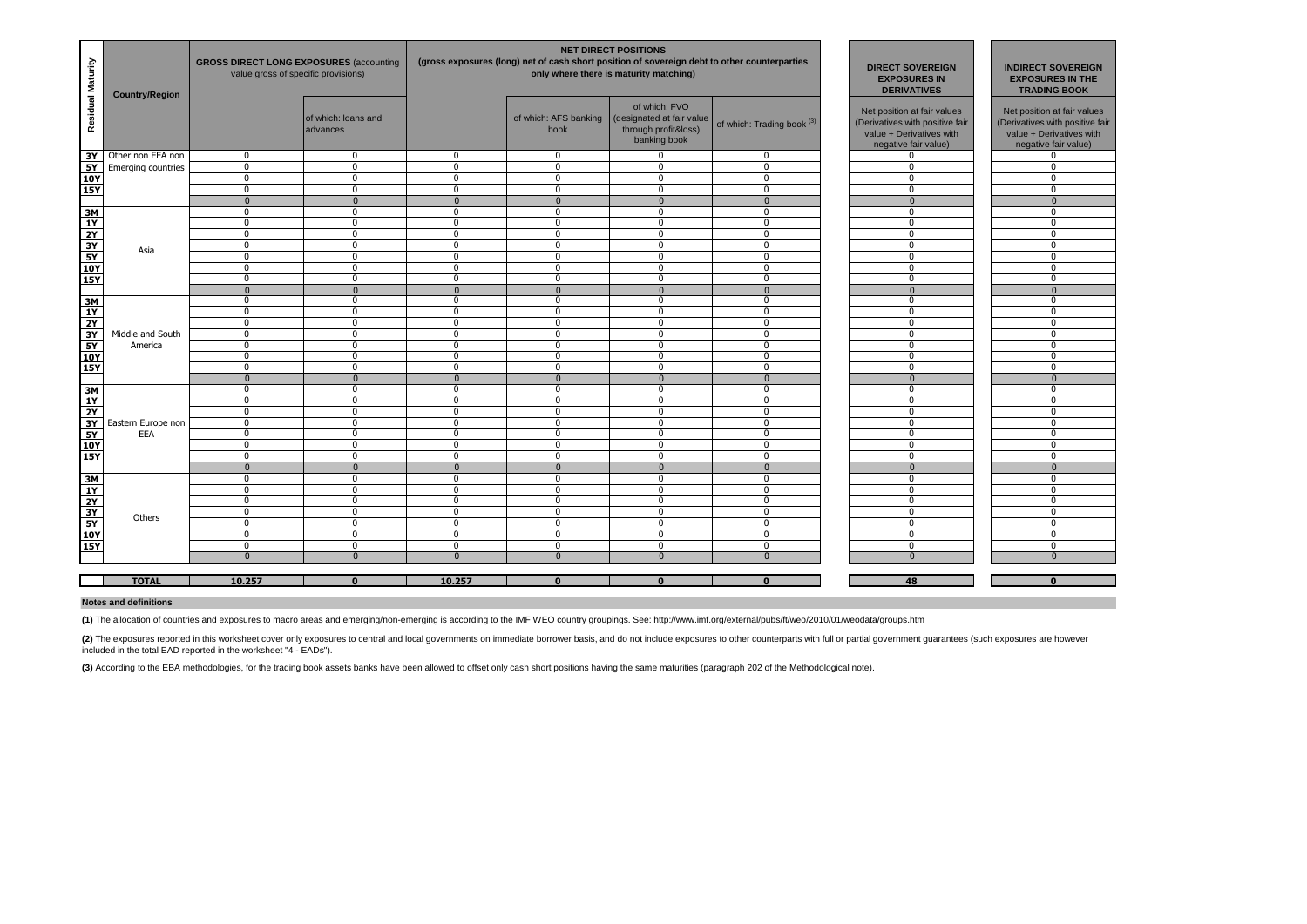| Residual Maturity | Country/Region | GROSS DIRECT LONG EXPOSURES (accounting value gross of specific provisions) | | NET DIRECT POSITIONS (gross exposures (long) net of cash short position of sovereign debt to other counterparties only where there is maturity matching) | | | | DIRECT SOVEREIGN EXPOSURES IN DERIVATIVES | INDIRECT SOVEREIGN EXPOSURES IN THE TRADING BOOK |
|---|---|---|---|---|---|---|---|---|---|
| | | | of which: loans and advances | | of which: AFS banking book | of which: FVO (designated at fair value through profit&loss) banking book | of which: Trading book [3] | Net position at fair values (Derivatives with positive fair value + Derivatives with negative fair value) | Net position at fair values (Derivatives with positive fair value + Derivatives with negative fair value) |
| 3Y | Other non EEA non Emerging countries | 0 | 0 | 0 | 0 | 0 | 0 | 0 | 0 |
| 5Y | | 0 | 0 | 0 | 0 | 0 | 0 | 0 | 0 |
| 10Y | | 0 | 0 | 0 | 0 | 0 | 0 | 0 | 0 |
| 15Y | | 0 | 0 | 0 | 0 | 0 | 0 | 0 | 0 |
| | | 0 | 0 | 0 | 0 | 0 | 0 | 0 | 0 |
| 3M | Asia | 0 | 0 | 0 | 0 | 0 | 0 | 0 | 0 |
| 1Y | | 0 | 0 | 0 | 0 | 0 | 0 | 0 | 0 |
| 2Y | | 0 | 0 | 0 | 0 | 0 | 0 | 0 | 0 |
| 3Y | | 0 | 0 | 0 | 0 | 0 | 0 | 0 | 0 |
| 5Y | | 0 | 0 | 0 | 0 | 0 | 0 | 0 | 0 |
| 10Y | | 0 | 0 | 0 | 0 | 0 | 0 | 0 | 0 |
| 15Y | | 0 | 0 | 0 | 0 | 0 | 0 | 0 | 0 |
| | | 0 | 0 | 0 | 0 | 0 | 0 | 0 | 0 |
| 3M | Middle and South America | 0 | 0 | 0 | 0 | 0 | 0 | 0 | 0 |
| 1Y | | 0 | 0 | 0 | 0 | 0 | 0 | 0 | 0 |
| 2Y | | 0 | 0 | 0 | 0 | 0 | 0 | 0 | 0 |
| 3Y | | 0 | 0 | 0 | 0 | 0 | 0 | 0 | 0 |
| 5Y | | 0 | 0 | 0 | 0 | 0 | 0 | 0 | 0 |
| 10Y | | 0 | 0 | 0 | 0 | 0 | 0 | 0 | 0 |
| 15Y | | 0 | 0 | 0 | 0 | 0 | 0 | 0 | 0 |
| | | 0 | 0 | 0 | 0 | 0 | 0 | 0 | 0 |
| 3M | Eastern Europe non EEA | 0 | 0 | 0 | 0 | 0 | 0 | 0 | 0 |
| 1Y | | 0 | 0 | 0 | 0 | 0 | 0 | 0 | 0 |
| 2Y | | 0 | 0 | 0 | 0 | 0 | 0 | 0 | 0 |
| 3Y | | 0 | 0 | 0 | 0 | 0 | 0 | 0 | 0 |
| 5Y | | 0 | 0 | 0 | 0 | 0 | 0 | 0 | 0 |
| 10Y | | 0 | 0 | 0 | 0 | 0 | 0 | 0 | 0 |
| 15Y | | 0 | 0 | 0 | 0 | 0 | 0 | 0 | 0 |
| | | 0 | 0 | 0 | 0 | 0 | 0 | 0 | 0 |
| 3M | Others | 0 | 0 | 0 | 0 | 0 | 0 | 0 | 0 |
| 1Y | | 0 | 0 | 0 | 0 | 0 | 0 | 0 | 0 |
| 2Y | | 0 | 0 | 0 | 0 | 0 | 0 | 0 | 0 |
| 3Y | | 0 | 0 | 0 | 0 | 0 | 0 | 0 | 0 |
| 5Y | | 0 | 0 | 0 | 0 | 0 | 0 | 0 | 0 |
| 10Y | | 0 | 0 | 0 | 0 | 0 | 0 | 0 | 0 |
| 15Y | | 0 | 0 | 0 | 0 | 0 | 0 | 0 | 0 |
| | | 0 | 0 | 0 | 0 | 0 | 0 | 0 | 0 |
| | **TOTAL** | **10.257** | **0** | **10.257** | **0** | **0** | **0** | **48** | **0** |

**Notes and definitions**

**(1)** The allocation of countries and exposures to macro areas and emerging/non-emerging is according to the IMF WEO country groupings. See: http://www.imf.org/external/pubs/ft/weo/2010/01/weodata/groups.htm

**(2)** The exposures reported in this worksheet cover only exposures to central and local governments on immediate borrower basis, and do not include exposures to other counterparts with full or partial government guarantees (such exposures are however included in the total EAD reported in the worksheet "4 - EADs").

**(3)** According to the EBA methodologies, for the trading book assets banks have been allowed to offset only cash short positions having the same maturities (paragraph 202 of the Methodological note).